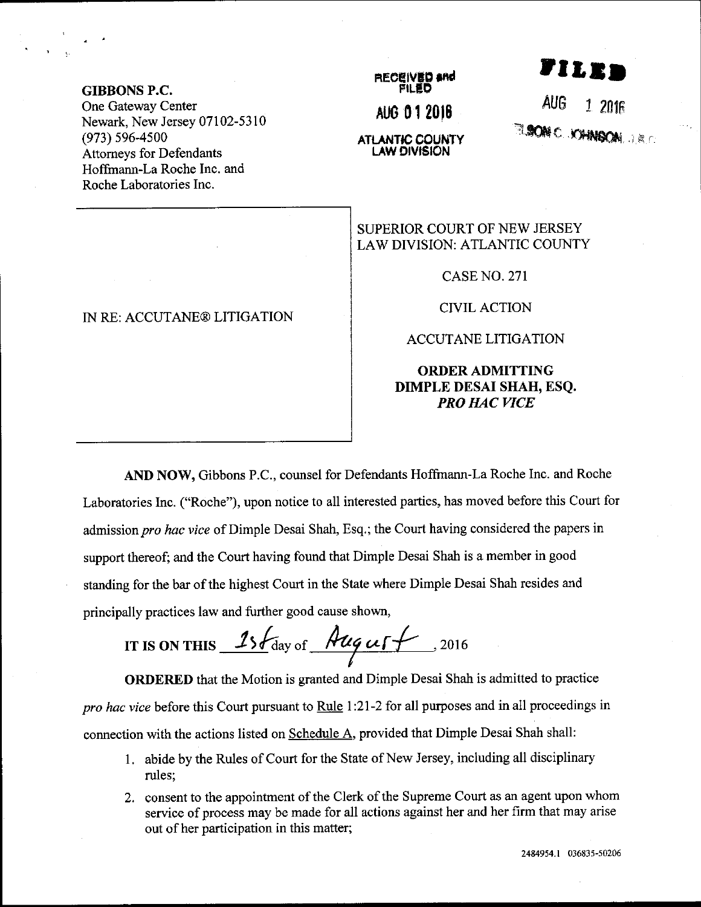**GIBBONS P.C.**
One Gateway Center
Newark, New Jersey 07102-5310
(973) 596-4500
Attorneys for Defendants
Hoffmann-La Roche Inc. and
Roche Laboratories Inc.

RECEIVED and FILED
AUG 01 2016
ATLANTIC COUNTY
LAW DIVISION

FILED
AUG 1 2016
NELSON C. JOHNSON, J.S.C.

| IN RE: ACCUTANE® LITIGATION | SUPERIOR COURT OF NEW JERSEY LAW DIVISION: ATLANTIC COUNTY<br><br>CASE NO. 271<br><br>CIVIL ACTION<br><br>ACCUTANE LITIGATION<br><br>**ORDER ADMITTING DIMPLE DESAI SHAH, ESQ. *PRO HAC VICE*** |
|---|---|

**AND NOW,** Gibbons P.C., counsel for Defendants Hoffmann-La Roche Inc. and Roche Laboratories Inc. ("Roche"), upon notice to all interested parties, has moved before this Court for admission *pro hac vice* of Dimple Desai Shah, Esq.; the Court having considered the papers in support thereof; and the Court having found that Dimple Desai Shah is a member in good standing for the bar of the highest Court in the State where Dimple Desai Shah resides and principally practices law and further good cause shown,

**IT IS ON THIS** 1st day of August, 2016

**ORDERED** that the Motion is granted and Dimple Desai Shah is admitted to practice *pro hac vice* before this Court pursuant to Rule 1:21-2 for all purposes and in all proceedings in connection with the actions listed on Schedule A, provided that Dimple Desai Shah shall:

1. abide by the Rules of Court for the State of New Jersey, including all disciplinary rules;
2. consent to the appointment of the Clerk of the Supreme Court as an agent upon whom service of process may be made for all actions against her and her firm that may arise out of her participation in this matter;

2484954.1 036835-50206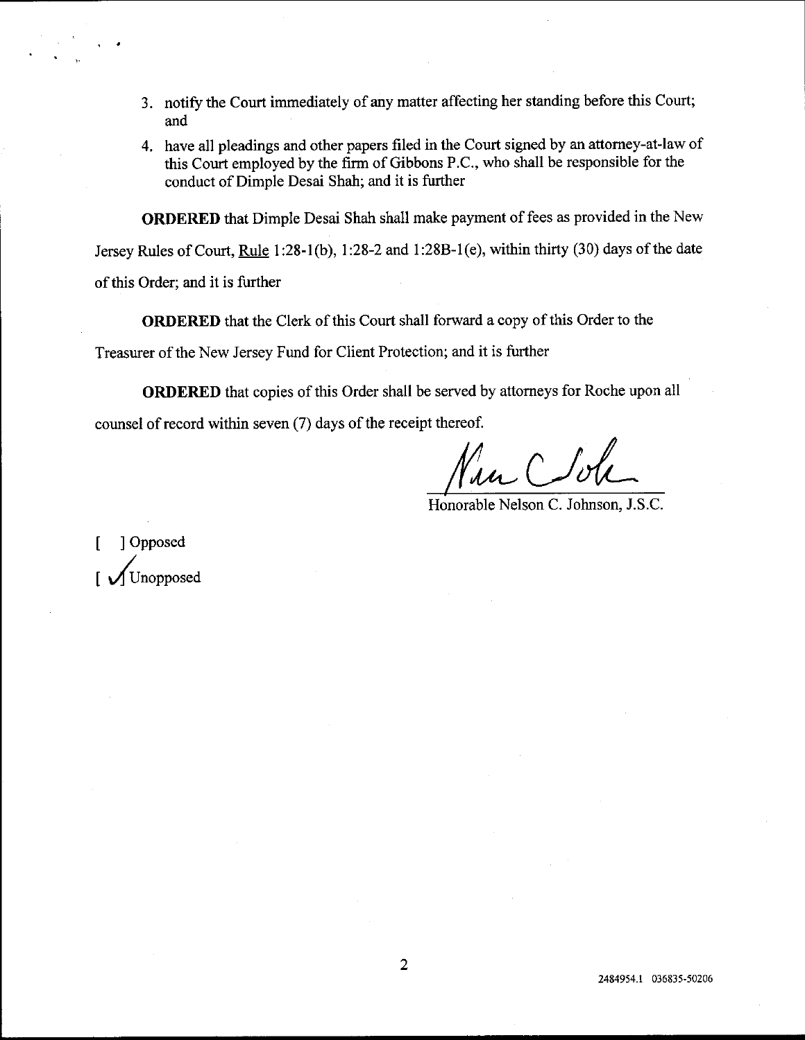3. notify the Court immediately of any matter affecting her standing before this Court; and
4. have all pleadings and other papers filed in the Court signed by an attorney-at-law of this Court employed by the firm of Gibbons P.C., who shall be responsible for the conduct of Dimple Desai Shah; and it is further

**ORDERED** that Dimple Desai Shah shall make payment of fees as provided in the New Jersey Rules of Court, Rule 1:28-1(b), 1:28-2 and 1:28B-1(e), within thirty (30) days of the date of this Order; and it is further

**ORDERED** that the Clerk of this Court shall forward a copy of this Order to the Treasurer of the New Jersey Fund for Client Protection; and it is further

**ORDERED** that copies of this Order shall be served by attorneys for Roche upon all counsel of record within seven (7) days of the receipt thereof.

Honorable Nelson C. Johnson, J.S.C.

[ ] Opposed
[✓] Unopposed

2484954.1 036835-50206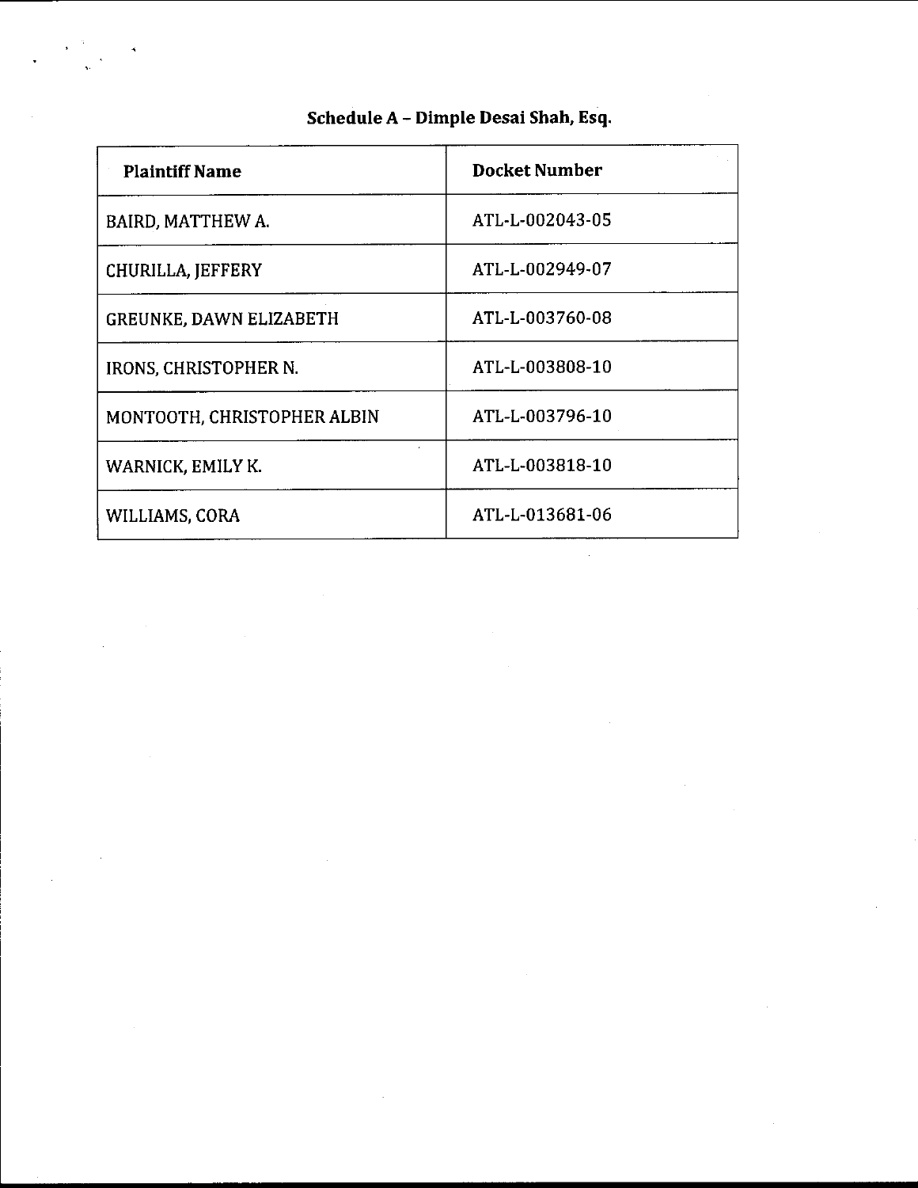## Schedule A – Dimple Desai Shah, Esq.

| Plaintiff Name | Docket Number |
|---|---|
| BAIRD, MATTHEW A. | ATL-L-002043-05 |
| CHURILLA, JEFFERY | ATL-L-002949-07 |
| GREUNKE, DAWN ELIZABETH | ATL-L-003760-08 |
| IRONS, CHRISTOPHER N. | ATL-L-003808-10 |
| MONTOOTH, CHRISTOPHER ALBIN | ATL-L-003796-10 |
| WARNICK, EMILY K. | ATL-L-003818-10 |
| WILLIAMS, CORA | ATL-L-013681-06 |